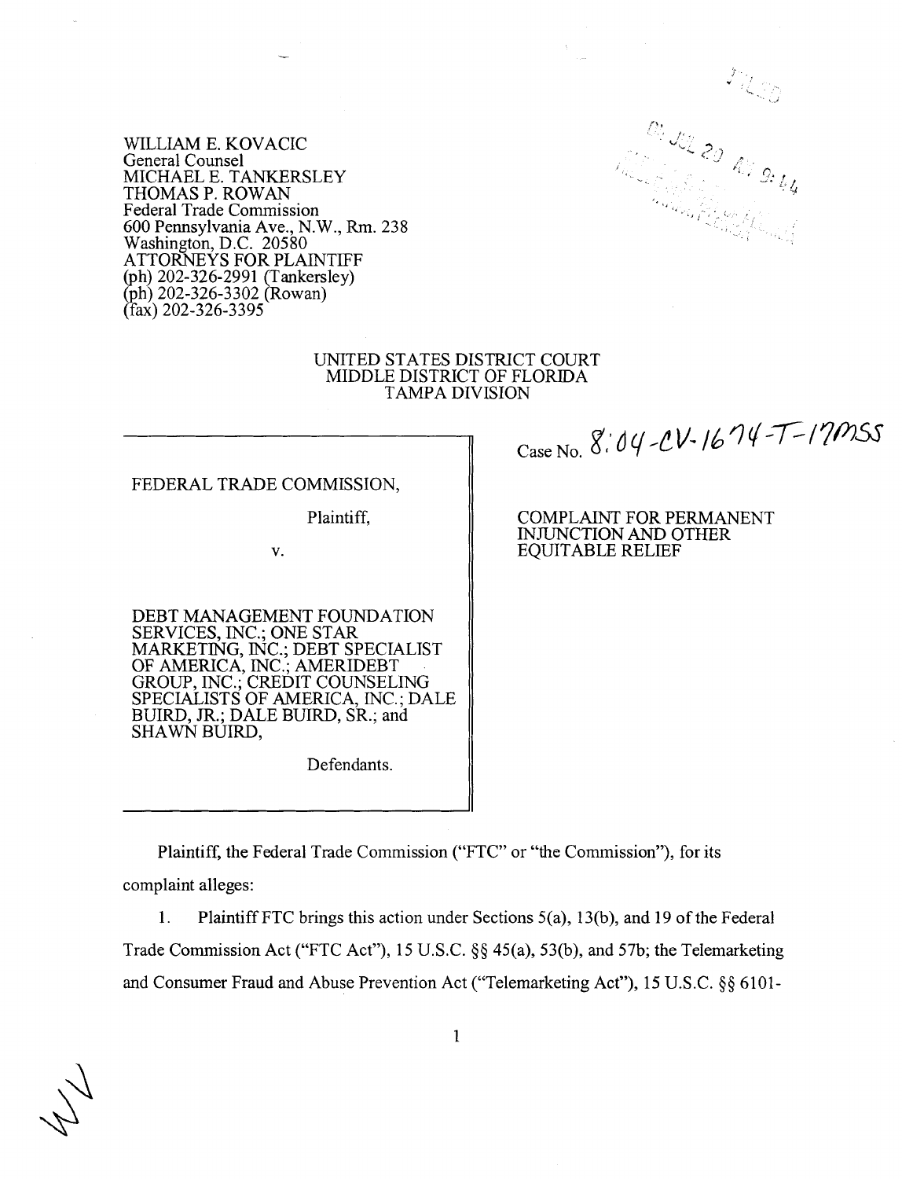WILLIAM E. KOVACIC
General Counsel
MICHAEL E. TANKERSLEY
THOMAS P. ROWAN
Federal Trade Commission
600 Pennsylvania Ave., N.W., Rm. 238
Washington, D.C. 20580
ATTORNEYS FOR PLAINTIFF
(ph) 202-326-2991 (Tankersley)
(ph) 202-326-3302 (Rowan)
(fax) 202-326-3395

UNITED STATES DISTRICT COURT
MIDDLE DISTRICT OF FLORIDA
TAMPA DIVISION

| | |
|---|---|
| FEDERAL TRADE COMMISSION,<br><br>Plaintiff,<br><br>v.<br><br>DEBT MANAGEMENT FOUNDATION SERVICES, INC.; ONE STAR MARKETING, INC.; DEBT SPECIALIST OF AMERICA, INC.; AMERIDEBT GROUP, INC.; CREDIT COUNSELING SPECIALISTS OF AMERICA, INC.; DALE BUIRD, JR.; DALE BUIRD, SR.; and SHAWN BUIRD,<br><br>Defendants. | Case No. 8:04-CV-1674-T-17MSS<br><br>COMPLAINT FOR PERMANENT INJUNCTION AND OTHER EQUITABLE RELIEF |

Plaintiff, the Federal Trade Commission ("FTC" or "the Commission"), for its complaint alleges:

1. Plaintiff FTC brings this action under Sections 5(a), 13(b), and 19 of the Federal Trade Commission Act ("FTC Act"), 15 U.S.C. §§ 45(a), 53(b), and 57b; the Telemarketing and Consumer Fraud and Abuse Prevention Act ("Telemarketing Act"), 15 U.S.C. §§ 6101-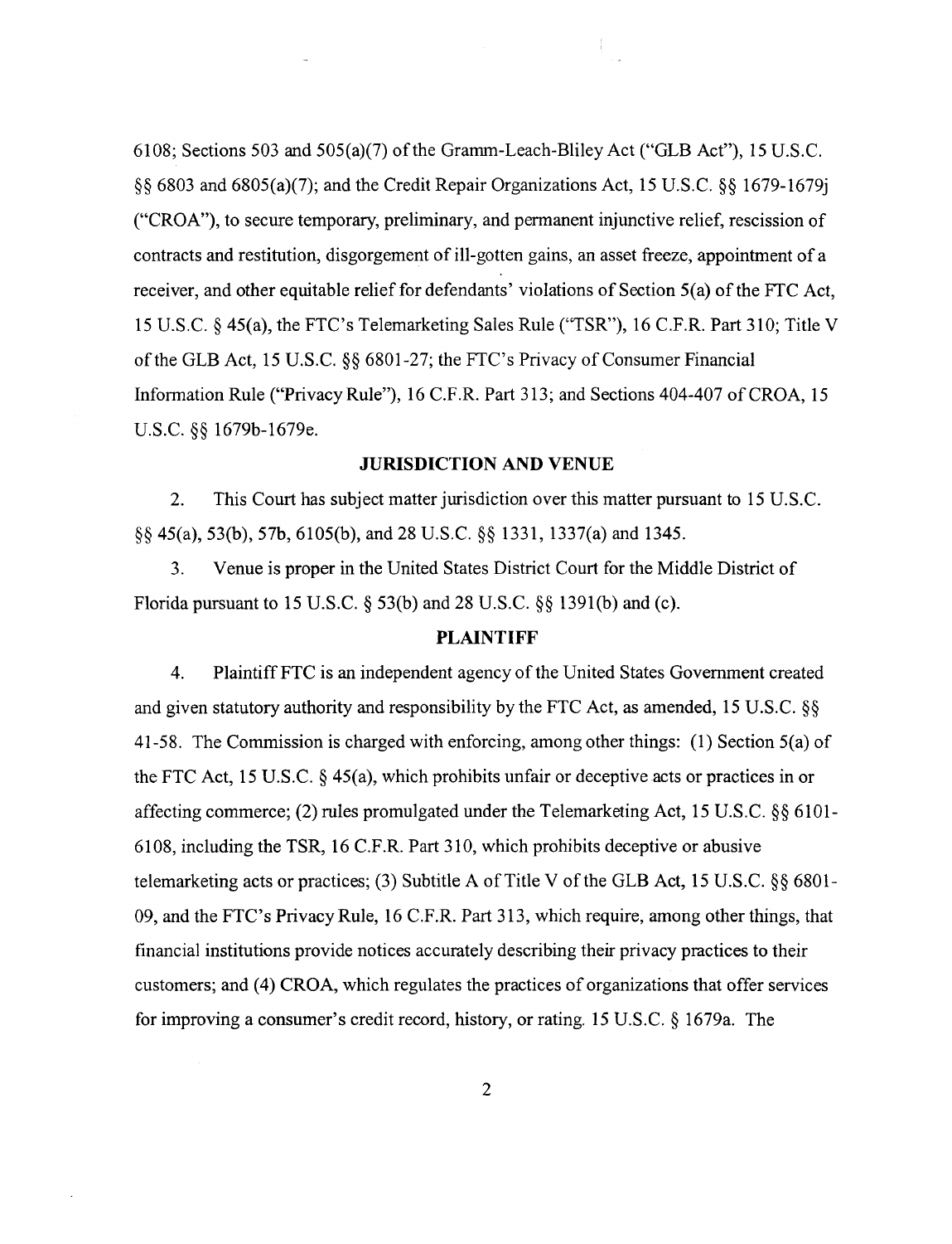6108; Sections 503 and 505(a)(7) of the Gramm-Leach-Bliley Act ("GLB Act"), 15 U.S.C. §§ 6803 and 6805(a)(7); and the Credit Repair Organizations Act, 15 U.S.C. §§ 1679-1679j ("CROA"), to secure temporary, preliminary, and permanent injunctive relief, rescission of contracts and restitution, disgorgement of ill-gotten gains, an asset freeze, appointment of a receiver, and other equitable relief for defendants' violations of Section 5(a) of the FTC Act, 15 U.S.C. § 45(a), the FTC's Telemarketing Sales Rule ("TSR"), 16 C.F.R. Part 310; Title V of the GLB Act, 15 U.S.C. §§ 6801-27; the FTC's Privacy of Consumer Financial Information Rule ("Privacy Rule"), 16 C.F.R. Part 313; and Sections 404-407 of CROA, 15 U.S.C. §§ 1679b-1679e.

## JURISDICTION AND VENUE

2. This Court has subject matter jurisdiction over this matter pursuant to 15 U.S.C. §§ 45(a), 53(b), 57b, 6105(b), and 28 U.S.C. §§ 1331, 1337(a) and 1345.

3. Venue is proper in the United States District Court for the Middle District of Florida pursuant to 15 U.S.C. § 53(b) and 28 U.S.C. §§ 1391(b) and (c).

## PLAINTIFF

4. Plaintiff FTC is an independent agency of the United States Government created and given statutory authority and responsibility by the FTC Act, as amended, 15 U.S.C. §§ 41-58. The Commission is charged with enforcing, among other things: (1) Section 5(a) of the FTC Act, 15 U.S.C. § 45(a), which prohibits unfair or deceptive acts or practices in or affecting commerce; (2) rules promulgated under the Telemarketing Act, 15 U.S.C. §§ 6101-6108, including the TSR, 16 C.F.R. Part 310, which prohibits deceptive or abusive telemarketing acts or practices; (3) Subtitle A of Title V of the GLB Act, 15 U.S.C. §§ 6801-09, and the FTC's Privacy Rule, 16 C.F.R. Part 313, which require, among other things, that financial institutions provide notices accurately describing their privacy practices to their customers; and (4) CROA, which regulates the practices of organizations that offer services for improving a consumer's credit record, history, or rating. 15 U.S.C. § 1679a. The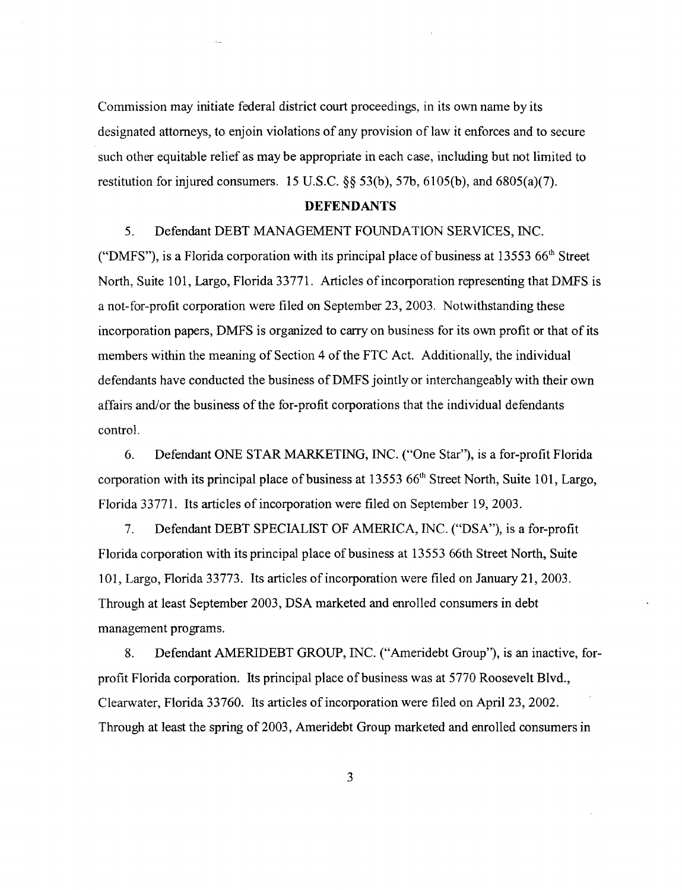Commission may initiate federal district court proceedings, in its own name by its designated attorneys, to enjoin violations of any provision of law it enforces and to secure such other equitable relief as may be appropriate in each case, including but not limited to restitution for injured consumers. 15 U.S.C. §§ 53(b), 57b, 6105(b), and 6805(a)(7).

## DEFENDANTS

5. Defendant DEBT MANAGEMENT FOUNDATION SERVICES, INC. ("DMFS"), is a Florida corporation with its principal place of business at 13553 66th Street North, Suite 101, Largo, Florida 33771. Articles of incorporation representing that DMFS is a not-for-profit corporation were filed on September 23, 2003. Notwithstanding these incorporation papers, DMFS is organized to carry on business for its own profit or that of its members within the meaning of Section 4 of the FTC Act. Additionally, the individual defendants have conducted the business of DMFS jointly or interchangeably with their own affairs and/or the business of the for-profit corporations that the individual defendants control.

6. Defendant ONE STAR MARKETING, INC. ("One Star"), is a for-profit Florida corporation with its principal place of business at 13553 66th Street North, Suite 101, Largo, Florida 33771. Its articles of incorporation were filed on September 19, 2003.

7. Defendant DEBT SPECIALIST OF AMERICA, INC. ("DSA"), is a for-profit Florida corporation with its principal place of business at 13553 66th Street North, Suite 101, Largo, Florida 33773. Its articles of incorporation were filed on January 21, 2003. Through at least September 2003, DSA marketed and enrolled consumers in debt management programs.

8. Defendant AMERIDEBT GROUP, INC. ("Ameridebt Group"), is an inactive, for-profit Florida corporation. Its principal place of business was at 5770 Roosevelt Blvd., Clearwater, Florida 33760. Its articles of incorporation were filed on April 23, 2002. Through at least the spring of 2003, Ameridebt Group marketed and enrolled consumers in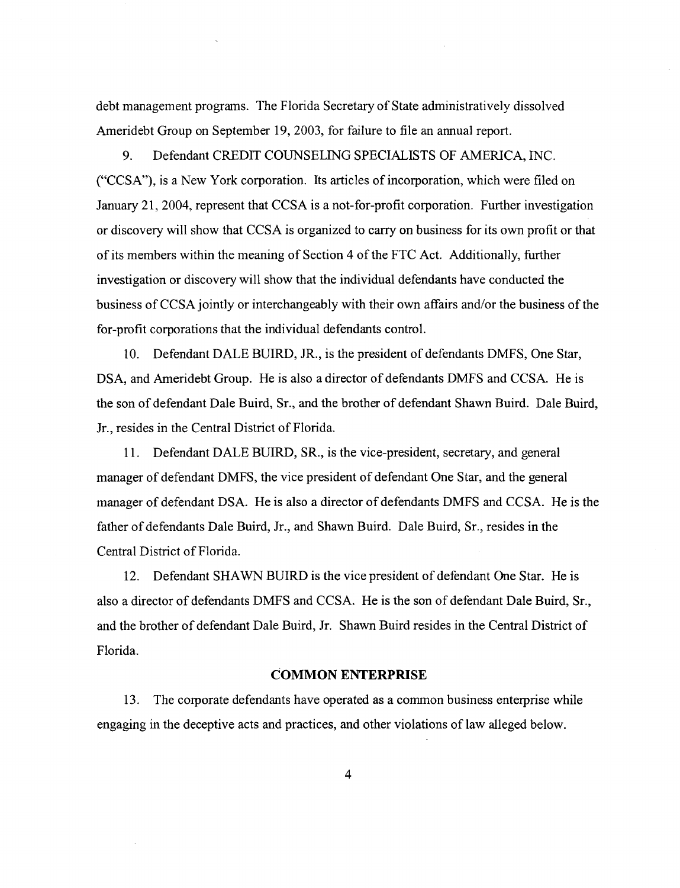debt management programs. The Florida Secretary of State administratively dissolved Ameridebt Group on September 19, 2003, for failure to file an annual report.

9. Defendant CREDIT COUNSELING SPECIALISTS OF AMERICA, INC. ("CCSA"), is a New York corporation. Its articles of incorporation, which were filed on January 21, 2004, represent that CCSA is a not-for-profit corporation. Further investigation or discovery will show that CCSA is organized to carry on business for its own profit or that of its members within the meaning of Section 4 of the FTC Act. Additionally, further investigation or discovery will show that the individual defendants have conducted the business of CCSA jointly or interchangeably with their own affairs and/or the business of the for-profit corporations that the individual defendants control.

10. Defendant DALE BUIRD, JR., is the president of defendants DMFS, One Star, DSA, and Ameridebt Group. He is also a director of defendants DMFS and CCSA. He is the son of defendant Dale Buird, Sr., and the brother of defendant Shawn Buird. Dale Buird, Jr., resides in the Central District of Florida.

11. Defendant DALE BUIRD, SR., is the vice-president, secretary, and general manager of defendant DMFS, the vice president of defendant One Star, and the general manager of defendant DSA. He is also a director of defendants DMFS and CCSA. He is the father of defendants Dale Buird, Jr., and Shawn Buird. Dale Buird, Sr., resides in the Central District of Florida.

12. Defendant SHAWN BUIRD is the vice president of defendant One Star. He is also a director of defendants DMFS and CCSA. He is the son of defendant Dale Buird, Sr., and the brother of defendant Dale Buird, Jr. Shawn Buird resides in the Central District of Florida.

## COMMON ENTERPRISE

13. The corporate defendants have operated as a common business enterprise while engaging in the deceptive acts and practices, and other violations of law alleged below.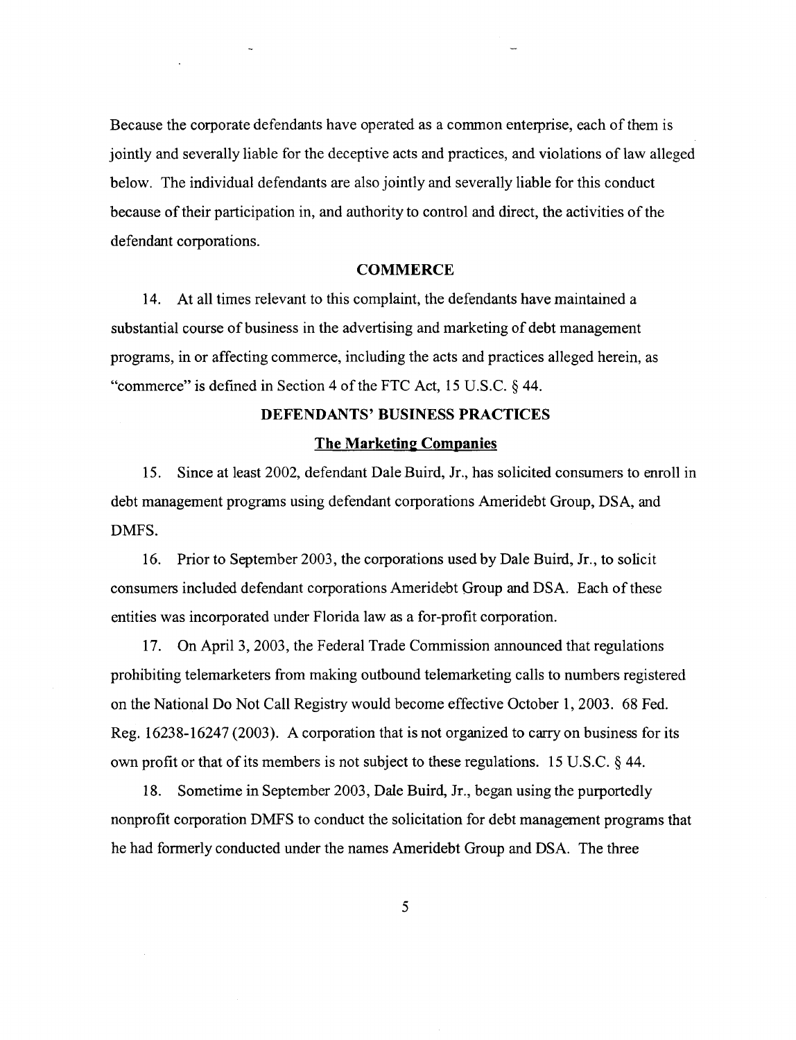Because the corporate defendants have operated as a common enterprise, each of them is jointly and severally liable for the deceptive acts and practices, and violations of law alleged below. The individual defendants are also jointly and severally liable for this conduct because of their participation in, and authority to control and direct, the activities of the defendant corporations.

## COMMERCE

14. At all times relevant to this complaint, the defendants have maintained a substantial course of business in the advertising and marketing of debt management programs, in or affecting commerce, including the acts and practices alleged herein, as "commerce" is defined in Section 4 of the FTC Act, 15 U.S.C. § 44.

## DEFENDANTS' BUSINESS PRACTICES

### The Marketing Companies

15. Since at least 2002, defendant Dale Buird, Jr., has solicited consumers to enroll in debt management programs using defendant corporations Ameridebt Group, DSA, and DMFS.

16. Prior to September 2003, the corporations used by Dale Buird, Jr., to solicit consumers included defendant corporations Ameridebt Group and DSA. Each of these entities was incorporated under Florida law as a for-profit corporation.

17. On April 3, 2003, the Federal Trade Commission announced that regulations prohibiting telemarketers from making outbound telemarketing calls to numbers registered on the National Do Not Call Registry would become effective October 1, 2003. 68 Fed. Reg. 16238-16247 (2003). A corporation that is not organized to carry on business for its own profit or that of its members is not subject to these regulations. 15 U.S.C. § 44.

18. Sometime in September 2003, Dale Buird, Jr., began using the purportedly nonprofit corporation DMFS to conduct the solicitation for debt management programs that he had formerly conducted under the names Ameridebt Group and DSA. The three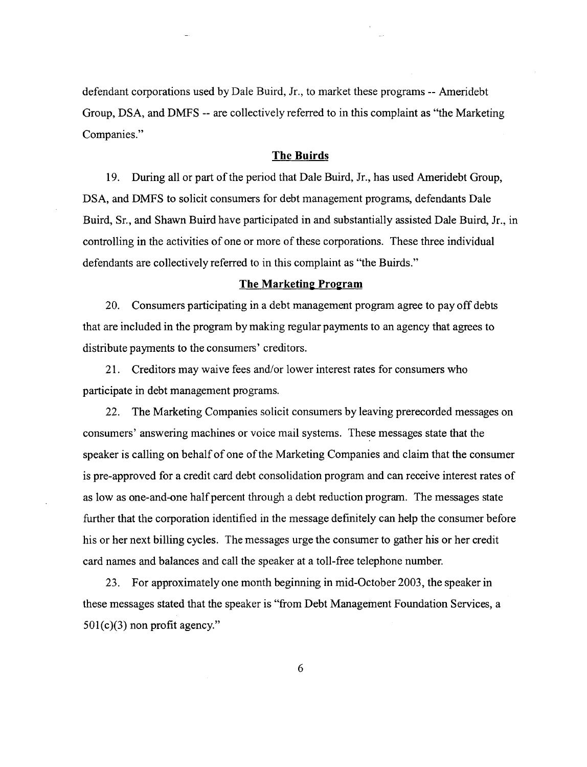defendant corporations used by Dale Buird, Jr., to market these programs -- Ameridebt Group, DSA, and DMFS -- are collectively referred to in this complaint as "the Marketing Companies."

## The Buirds

19. During all or part of the period that Dale Buird, Jr., has used Ameridebt Group, DSA, and DMFS to solicit consumers for debt management programs, defendants Dale Buird, Sr., and Shawn Buird have participated in and substantially assisted Dale Buird, Jr., in controlling in the activities of one or more of these corporations. These three individual defendants are collectively referred to in this complaint as "the Buirds."

## The Marketing Program

20. Consumers participating in a debt management program agree to pay off debts that are included in the program by making regular payments to an agency that agrees to distribute payments to the consumers' creditors.

21. Creditors may waive fees and/or lower interest rates for consumers who participate in debt management programs.

22. The Marketing Companies solicit consumers by leaving prerecorded messages on consumers' answering machines or voice mail systems. These messages state that the speaker is calling on behalf of one of the Marketing Companies and claim that the consumer is pre-approved for a credit card debt consolidation program and can receive interest rates of as low as one-and-one half percent through a debt reduction program. The messages state further that the corporation identified in the message definitely can help the consumer before his or her next billing cycles. The messages urge the consumer to gather his or her credit card names and balances and call the speaker at a toll-free telephone number.

23. For approximately one month beginning in mid-October 2003, the speaker in these messages stated that the speaker is "from Debt Management Foundation Services, a 501(c)(3) non profit agency."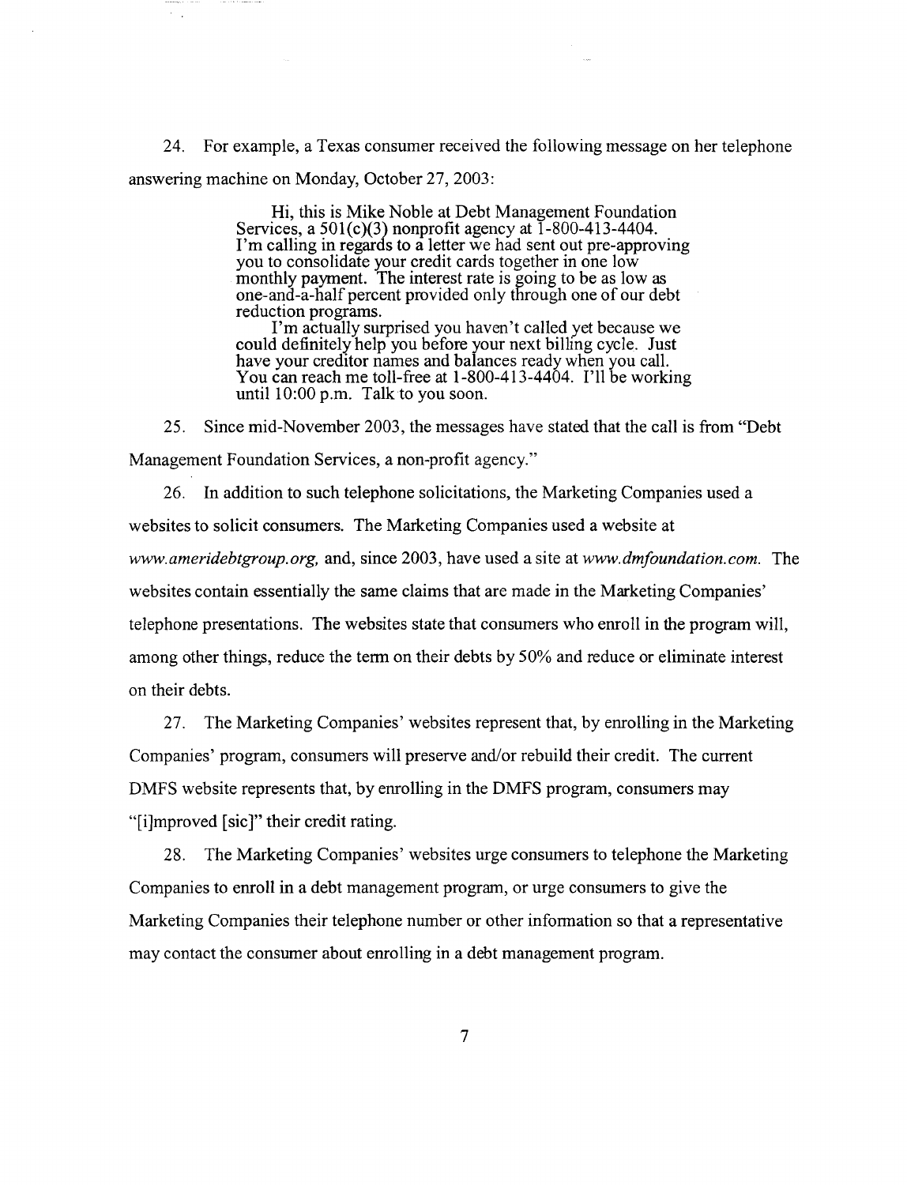24. For example, a Texas consumer received the following message on her telephone answering machine on Monday, October 27, 2003:

> Hi, this is Mike Noble at Debt Management Foundation Services, a 501(c)(3) nonprofit agency at 1-800-413-4404. I'm calling in regards to a letter we had sent out pre-approving you to consolidate your credit cards together in one low monthly payment. The interest rate is going to be as low as one-and-a-half percent provided only through one of our debt reduction programs.
>
> I'm actually surprised you haven't called yet because we could definitely help you before your next billing cycle. Just have your creditor names and balances ready when you call. You can reach me toll-free at 1-800-413-4404. I'll be working until 10:00 p.m. Talk to you soon.

25. Since mid-November 2003, the messages have stated that the call is from "Debt Management Foundation Services, a non-profit agency."

26. In addition to such telephone solicitations, the Marketing Companies used a websites to solicit consumers. The Marketing Companies used a website at *www.ameridebtgroup.org,* and, since 2003, have used a site at *www.dmfoundation.com.* The websites contain essentially the same claims that are made in the Marketing Companies' telephone presentations. The websites state that consumers who enroll in the program will, among other things, reduce the term on their debts by 50% and reduce or eliminate interest on their debts.

27. The Marketing Companies' websites represent that, by enrolling in the Marketing Companies' program, consumers will preserve and/or rebuild their credit. The current DMFS website represents that, by enrolling in the DMFS program, consumers may "[i]mproved [sic]" their credit rating.

28. The Marketing Companies' websites urge consumers to telephone the Marketing Companies to enroll in a debt management program, or urge consumers to give the Marketing Companies their telephone number or other information so that a representative may contact the consumer about enrolling in a debt management program.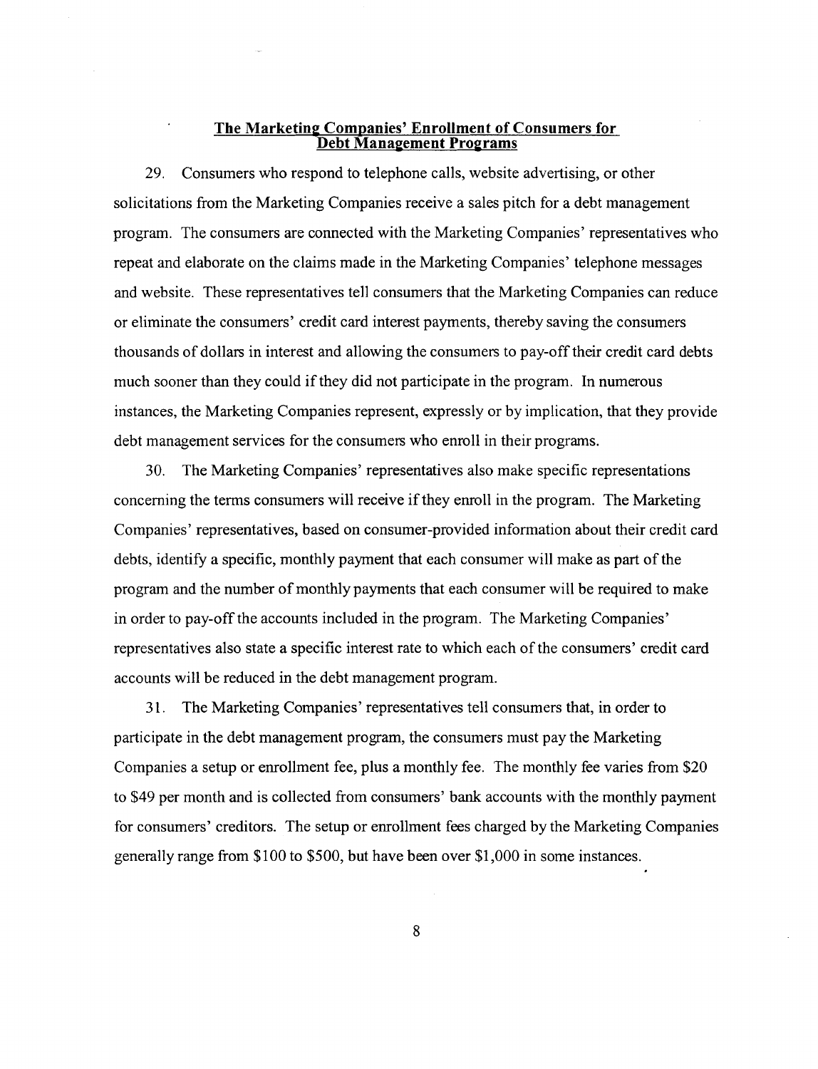## The Marketing Companies' Enrollment of Consumers for Debt Management Programs

29. Consumers who respond to telephone calls, website advertising, or other solicitations from the Marketing Companies receive a sales pitch for a debt management program. The consumers are connected with the Marketing Companies' representatives who repeat and elaborate on the claims made in the Marketing Companies' telephone messages and website. These representatives tell consumers that the Marketing Companies can reduce or eliminate the consumers' credit card interest payments, thereby saving the consumers thousands of dollars in interest and allowing the consumers to pay-off their credit card debts much sooner than they could if they did not participate in the program. In numerous instances, the Marketing Companies represent, expressly or by implication, that they provide debt management services for the consumers who enroll in their programs.

30. The Marketing Companies' representatives also make specific representations concerning the terms consumers will receive if they enroll in the program. The Marketing Companies' representatives, based on consumer-provided information about their credit card debts, identify a specific, monthly payment that each consumer will make as part of the program and the number of monthly payments that each consumer will be required to make in order to pay-off the accounts included in the program. The Marketing Companies' representatives also state a specific interest rate to which each of the consumers' credit card accounts will be reduced in the debt management program.

31. The Marketing Companies' representatives tell consumers that, in order to participate in the debt management program, the consumers must pay the Marketing Companies a setup or enrollment fee, plus a monthly fee. The monthly fee varies from $20 to $49 per month and is collected from consumers' bank accounts with the monthly payment for consumers' creditors. The setup or enrollment fees charged by the Marketing Companies generally range from $100 to $500, but have been over $1,000 in some instances.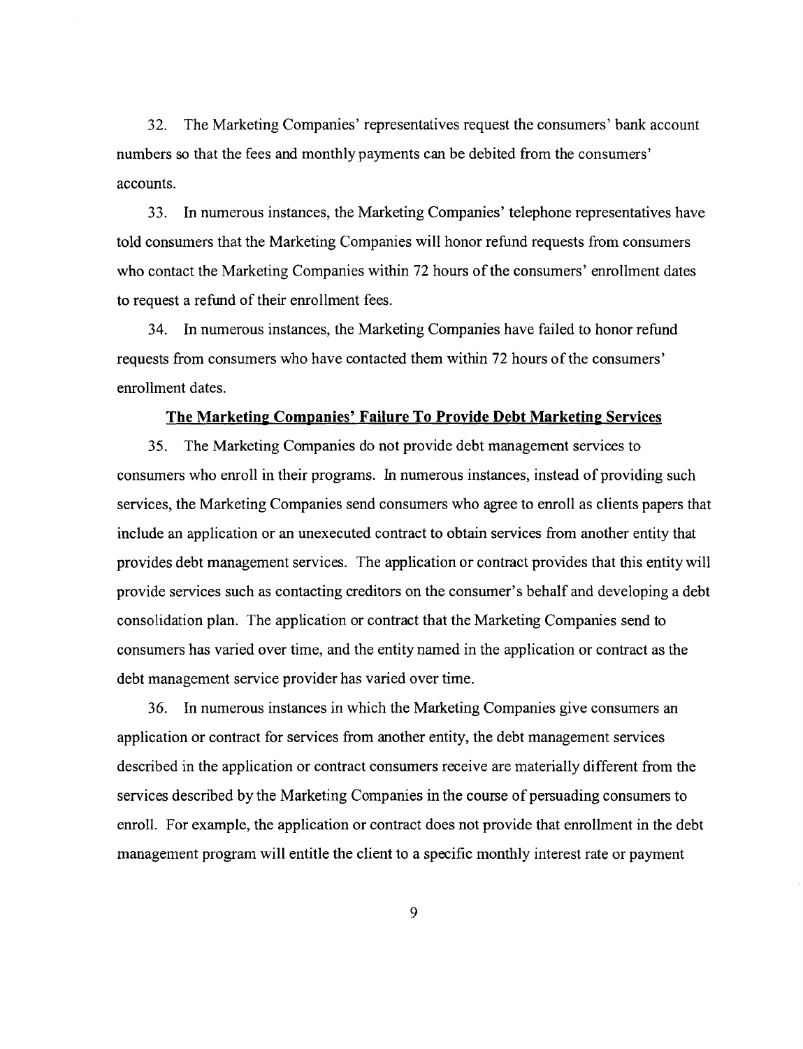32. The Marketing Companies' representatives request the consumers' bank account numbers so that the fees and monthly payments can be debited from the consumers' accounts.

33. In numerous instances, the Marketing Companies' telephone representatives have told consumers that the Marketing Companies will honor refund requests from consumers who contact the Marketing Companies within 72 hours of the consumers' enrollment dates to request a refund of their enrollment fees.

34. In numerous instances, the Marketing Companies have failed to honor refund requests from consumers who have contacted them within 72 hours of the consumers' enrollment dates.

**<u>The Marketing Companies' Failure To Provide Debt Marketing Services</u>**

35. The Marketing Companies do not provide debt management services to consumers who enroll in their programs. In numerous instances, instead of providing such services, the Marketing Companies send consumers who agree to enroll as clients papers that include an application or an unexecuted contract to obtain services from another entity that provides debt management services. The application or contract provides that this entity will provide services such as contacting creditors on the consumer's behalf and developing a debt consolidation plan. The application or contract that the Marketing Companies send to consumers has varied over time, and the entity named in the application or contract as the debt management service provider has varied over time.

36. In numerous instances in which the Marketing Companies give consumers an application or contract for services from another entity, the debt management services described in the application or contract consumers receive are materially different from the services described by the Marketing Companies in the course of persuading consumers to enroll. For example, the application or contract does not provide that enrollment in the debt management program will entitle the client to a specific monthly interest rate or payment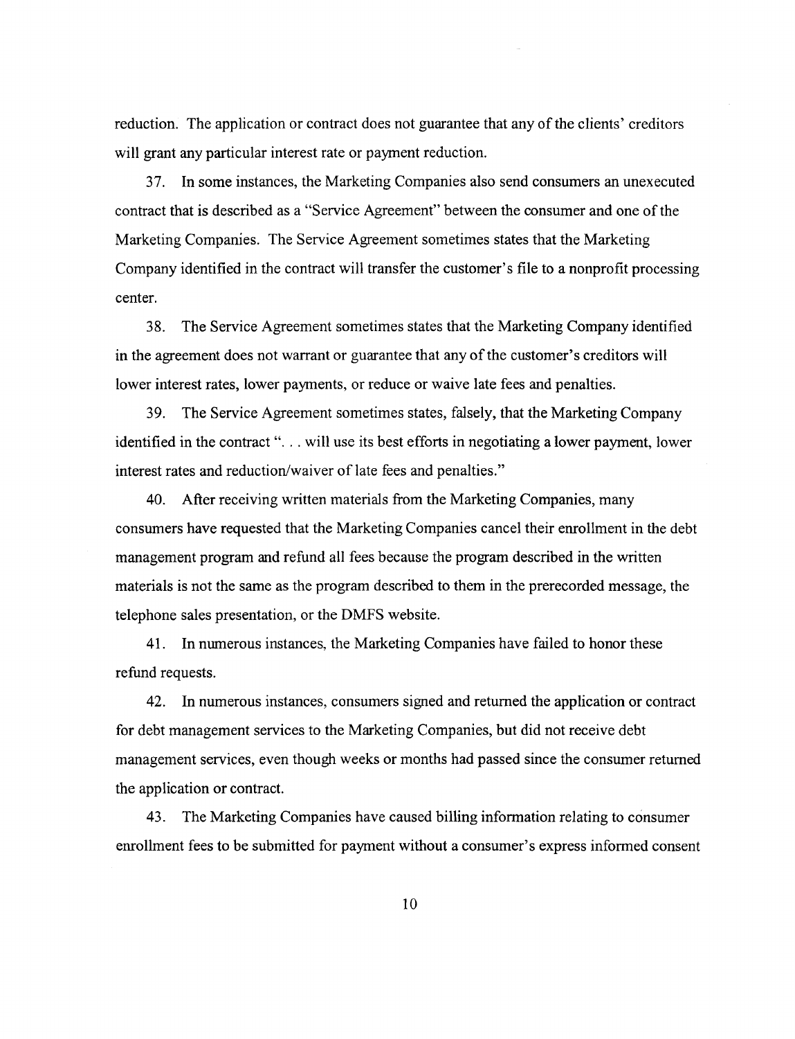reduction. The application or contract does not guarantee that any of the clients' creditors will grant any particular interest rate or payment reduction.

37. In some instances, the Marketing Companies also send consumers an unexecuted contract that is described as a "Service Agreement" between the consumer and one of the Marketing Companies. The Service Agreement sometimes states that the Marketing Company identified in the contract will transfer the customer's file to a nonprofit processing center.

38. The Service Agreement sometimes states that the Marketing Company identified in the agreement does not warrant or guarantee that any of the customer's creditors will lower interest rates, lower payments, or reduce or waive late fees and penalties.

39. The Service Agreement sometimes states, falsely, that the Marketing Company identified in the contract ". . . will use its best efforts in negotiating a lower payment, lower interest rates and reduction/waiver of late fees and penalties."

40. After receiving written materials from the Marketing Companies, many consumers have requested that the Marketing Companies cancel their enrollment in the debt management program and refund all fees because the program described in the written materials is not the same as the program described to them in the prerecorded message, the telephone sales presentation, or the DMFS website.

41. In numerous instances, the Marketing Companies have failed to honor these refund requests.

42. In numerous instances, consumers signed and returned the application or contract for debt management services to the Marketing Companies, but did not receive debt management services, even though weeks or months had passed since the consumer returned the application or contract.

43. The Marketing Companies have caused billing information relating to consumer enrollment fees to be submitted for payment without a consumer's express informed consent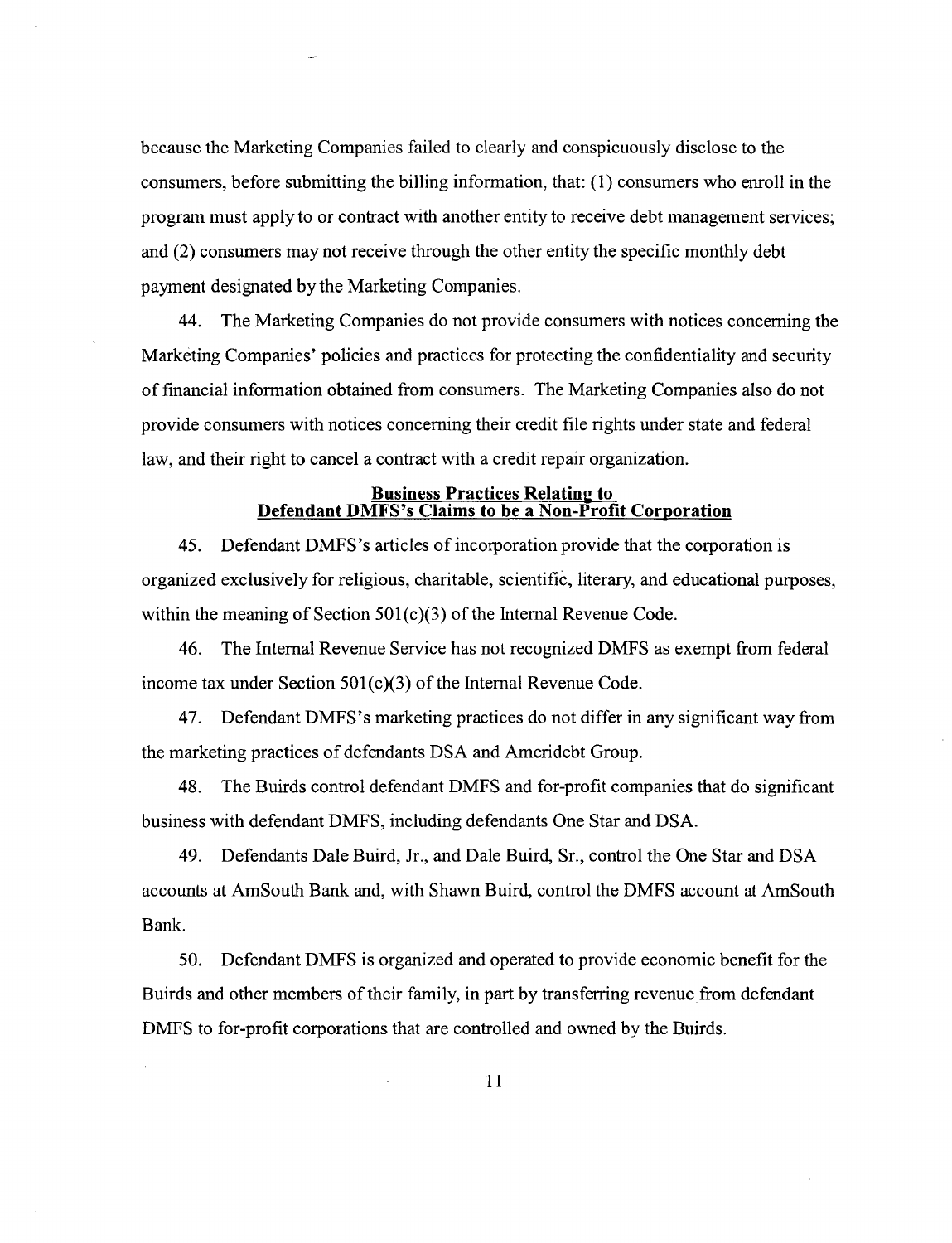because the Marketing Companies failed to clearly and conspicuously disclose to the consumers, before submitting the billing information, that: (1) consumers who enroll in the program must apply to or contract with another entity to receive debt management services; and (2) consumers may not receive through the other entity the specific monthly debt payment designated by the Marketing Companies.

44. The Marketing Companies do not provide consumers with notices concerning the Marketing Companies' policies and practices for protecting the confidentiality and security of financial information obtained from consumers. The Marketing Companies also do not provide consumers with notices concerning their credit file rights under state and federal law, and their right to cancel a contract with a credit repair organization.

**Business Practices Relating to Defendant DMFS's Claims to be a Non-Profit Corporation**

45. Defendant DMFS's articles of incorporation provide that the corporation is organized exclusively for religious, charitable, scientific, literary, and educational purposes, within the meaning of Section 501(c)(3) of the Internal Revenue Code.

46. The Internal Revenue Service has not recognized DMFS as exempt from federal income tax under Section 501(c)(3) of the Internal Revenue Code.

47. Defendant DMFS's marketing practices do not differ in any significant way from the marketing practices of defendants DSA and Ameridebt Group.

48. The Buirds control defendant DMFS and for-profit companies that do significant business with defendant DMFS, including defendants One Star and DSA.

49. Defendants Dale Buird, Jr., and Dale Buird, Sr., control the One Star and DSA accounts at AmSouth Bank and, with Shawn Buird, control the DMFS account at AmSouth Bank.

50. Defendant DMFS is organized and operated to provide economic benefit for the Buirds and other members of their family, in part by transferring revenue from defendant DMFS to for-profit corporations that are controlled and owned by the Buirds.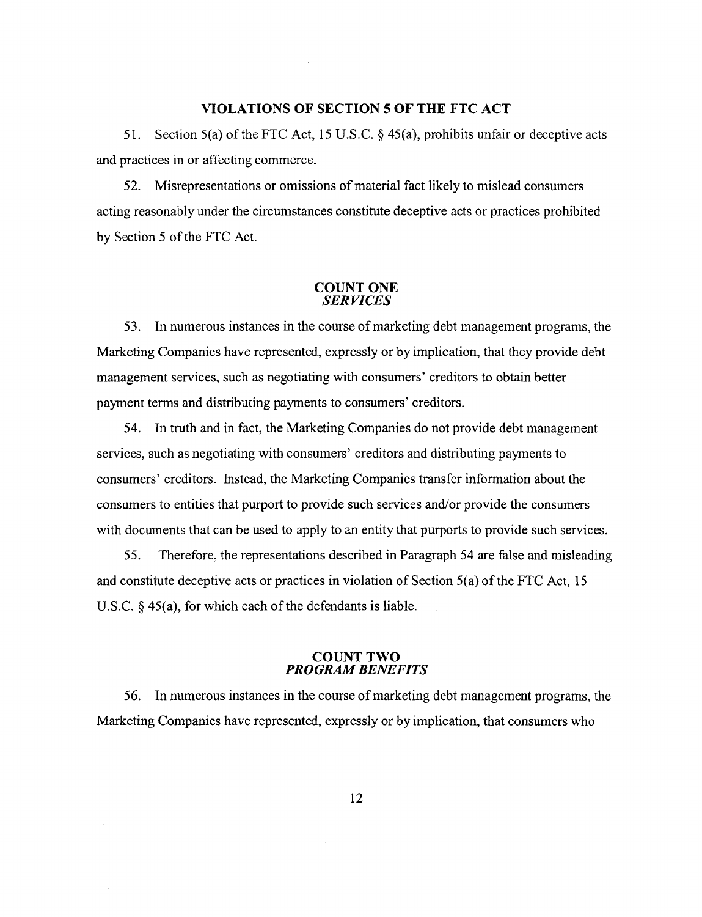## VIOLATIONS OF SECTION 5 OF THE FTC ACT

51. Section 5(a) of the FTC Act, 15 U.S.C. § 45(a), prohibits unfair or deceptive acts and practices in or affecting commerce.

52. Misrepresentations or omissions of material fact likely to mislead consumers acting reasonably under the circumstances constitute deceptive acts or practices prohibited by Section 5 of the FTC Act.

### COUNT ONE
### *SERVICES*

53. In numerous instances in the course of marketing debt management programs, the Marketing Companies have represented, expressly or by implication, that they provide debt management services, such as negotiating with consumers' creditors to obtain better payment terms and distributing payments to consumers' creditors.

54. In truth and in fact, the Marketing Companies do not provide debt management services, such as negotiating with consumers' creditors and distributing payments to consumers' creditors. Instead, the Marketing Companies transfer information about the consumers to entities that purport to provide such services and/or provide the consumers with documents that can be used to apply to an entity that purports to provide such services.

55. Therefore, the representations described in Paragraph 54 are false and misleading and constitute deceptive acts or practices in violation of Section 5(a) of the FTC Act, 15 U.S.C. § 45(a), for which each of the defendants is liable.

### COUNT TWO
### *PROGRAM BENEFITS*

56. In numerous instances in the course of marketing debt management programs, the Marketing Companies have represented, expressly or by implication, that consumers who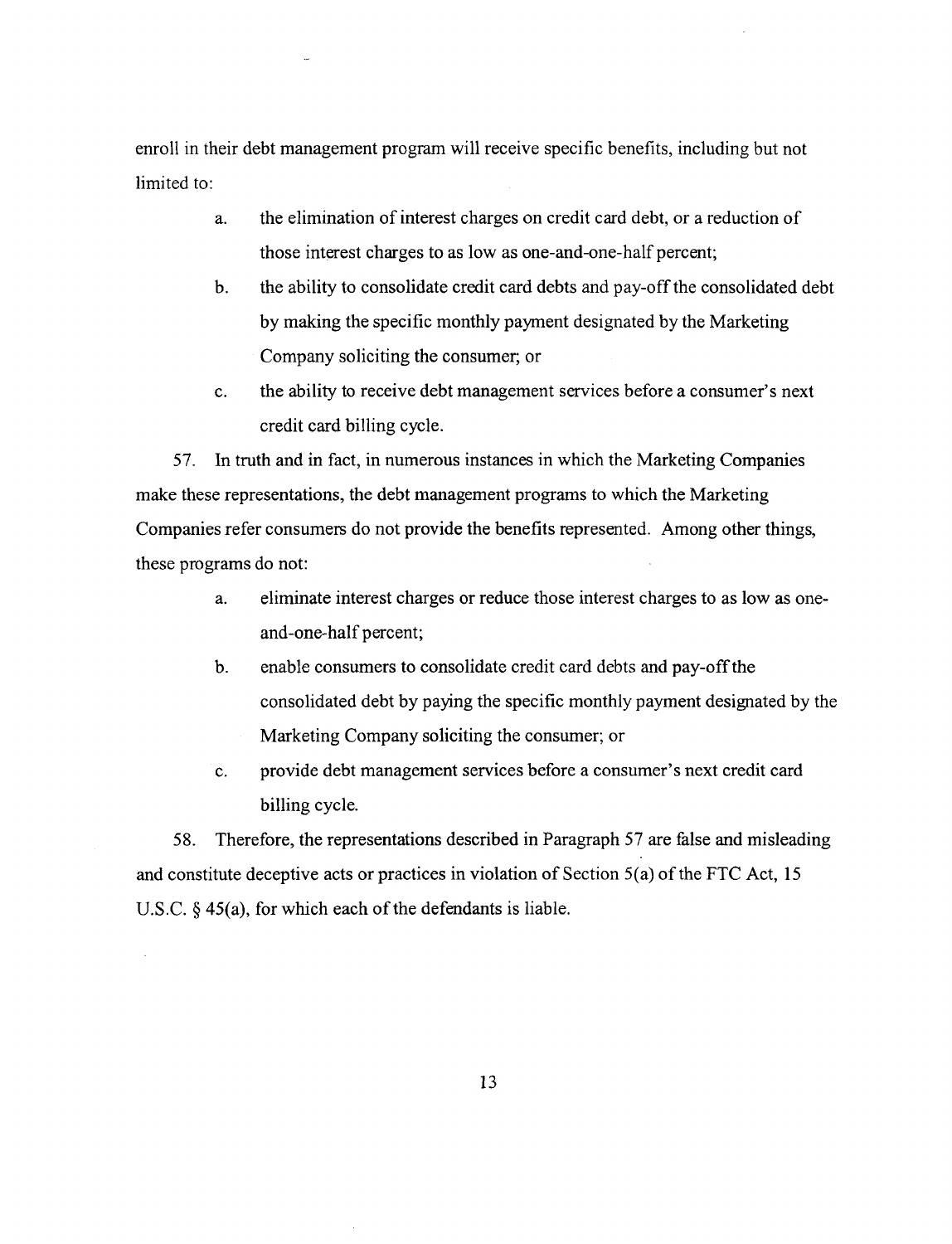enroll in their debt management program will receive specific benefits, including but not limited to:

a. the elimination of interest charges on credit card debt, or a reduction of those interest charges to as low as one-and-one-half percent;

b. the ability to consolidate credit card debts and pay-off the consolidated debt by making the specific monthly payment designated by the Marketing Company soliciting the consumer; or

c. the ability to receive debt management services before a consumer's next credit card billing cycle.

57. In truth and in fact, in numerous instances in which the Marketing Companies make these representations, the debt management programs to which the Marketing Companies refer consumers do not provide the benefits represented. Among other things, these programs do not:

a. eliminate interest charges or reduce those interest charges to as low as one-and-one-half percent;

b. enable consumers to consolidate credit card debts and pay-off the consolidated debt by paying the specific monthly payment designated by the Marketing Company soliciting the consumer; or

c. provide debt management services before a consumer's next credit card billing cycle.

58. Therefore, the representations described in Paragraph 57 are false and misleading and constitute deceptive acts or practices in violation of Section 5(a) of the FTC Act, 15 U.S.C. § 45(a), for which each of the defendants is liable.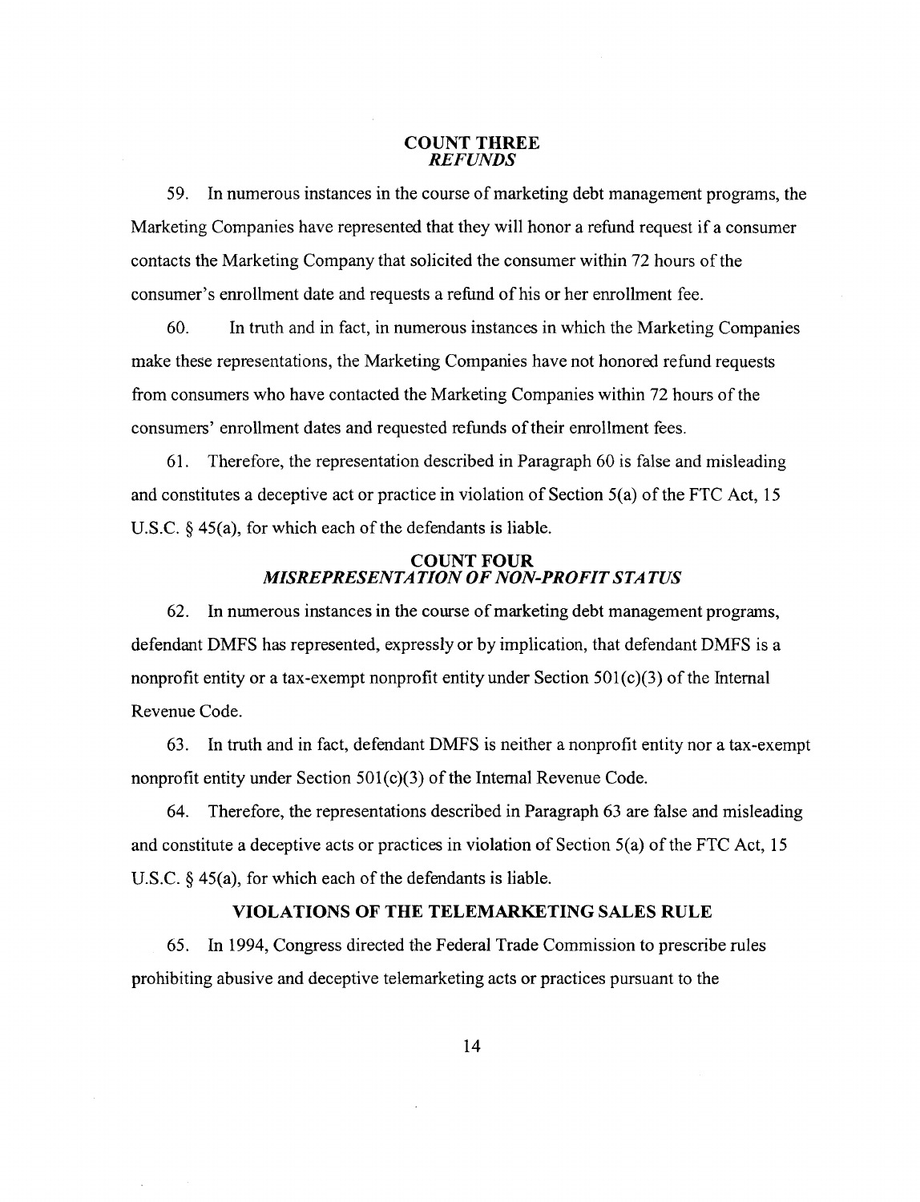## COUNT THREE
### *REFUNDS*

59. In numerous instances in the course of marketing debt management programs, the Marketing Companies have represented that they will honor a refund request if a consumer contacts the Marketing Company that solicited the consumer within 72 hours of the consumer's enrollment date and requests a refund of his or her enrollment fee.

60. In truth and in fact, in numerous instances in which the Marketing Companies make these representations, the Marketing Companies have not honored refund requests from consumers who have contacted the Marketing Companies within 72 hours of the consumers' enrollment dates and requested refunds of their enrollment fees.

61. Therefore, the representation described in Paragraph 60 is false and misleading and constitutes a deceptive act or practice in violation of Section 5(a) of the FTC Act, 15 U.S.C. § 45(a), for which each of the defendants is liable.

## COUNT FOUR
### *MISREPRESENTATION OF NON-PROFIT STATUS*

62. In numerous instances in the course of marketing debt management programs, defendant DMFS has represented, expressly or by implication, that defendant DMFS is a nonprofit entity or a tax-exempt nonprofit entity under Section 501(c)(3) of the Internal Revenue Code.

63. In truth and in fact, defendant DMFS is neither a nonprofit entity nor a tax-exempt nonprofit entity under Section 501(c)(3) of the Internal Revenue Code.

64. Therefore, the representations described in Paragraph 63 are false and misleading and constitute a deceptive acts or practices in violation of Section 5(a) of the FTC Act, 15 U.S.C. § 45(a), for which each of the defendants is liable.

## VIOLATIONS OF THE TELEMARKETING SALES RULE

65. In 1994, Congress directed the Federal Trade Commission to prescribe rules prohibiting abusive and deceptive telemarketing acts or practices pursuant to the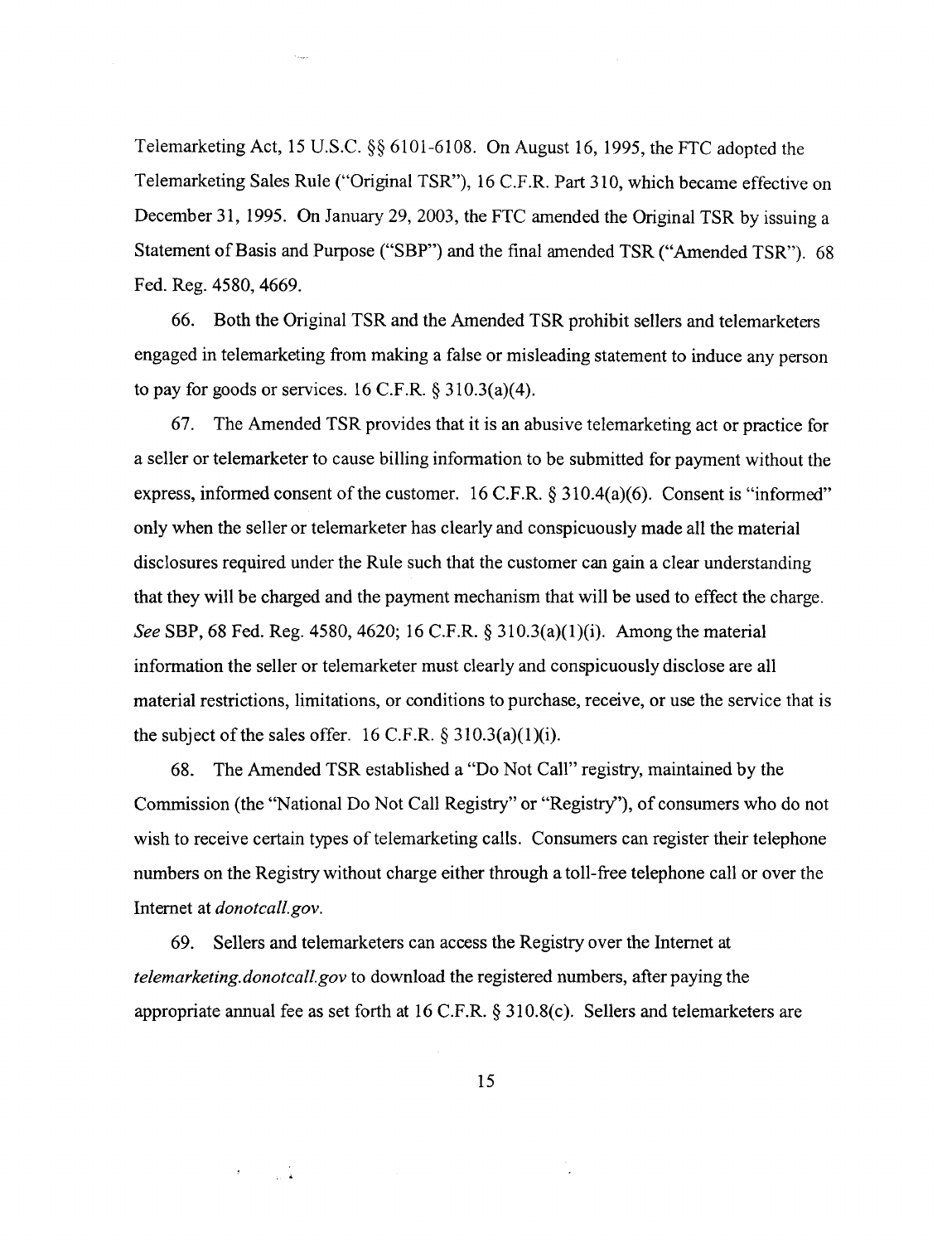Telemarketing Act, 15 U.S.C. §§ 6101-6108. On August 16, 1995, the FTC adopted the Telemarketing Sales Rule ("Original TSR"), 16 C.F.R. Part 310, which became effective on December 31, 1995. On January 29, 2003, the FTC amended the Original TSR by issuing a Statement of Basis and Purpose ("SBP") and the final amended TSR ("Amended TSR"). 68 Fed. Reg. 4580, 4669.

66. Both the Original TSR and the Amended TSR prohibit sellers and telemarketers engaged in telemarketing from making a false or misleading statement to induce any person to pay for goods or services. 16 C.F.R. § 310.3(a)(4).

67. The Amended TSR provides that it is an abusive telemarketing act or practice for a seller or telemarketer to cause billing information to be submitted for payment without the express, informed consent of the customer. 16 C.F.R. § 310.4(a)(6). Consent is "informed" only when the seller or telemarketer has clearly and conspicuously made all the material disclosures required under the Rule such that the customer can gain a clear understanding that they will be charged and the payment mechanism that will be used to effect the charge. *See* SBP, 68 Fed. Reg. 4580, 4620; 16 C.F.R. § 310.3(a)(1)(i). Among the material information the seller or telemarketer must clearly and conspicuously disclose are all material restrictions, limitations, or conditions to purchase, receive, or use the service that is the subject of the sales offer. 16 C.F.R. § 310.3(a)(1)(i).

68. The Amended TSR established a "Do Not Call" registry, maintained by the Commission (the "National Do Not Call Registry" or "Registry"), of consumers who do not wish to receive certain types of telemarketing calls. Consumers can register their telephone numbers on the Registry without charge either through a toll-free telephone call or over the Internet at *donotcall.gov*.

69. Sellers and telemarketers can access the Registry over the Internet at *telemarketing.donotcall.gov* to download the registered numbers, after paying the appropriate annual fee as set forth at 16 C.F.R. § 310.8(c). Sellers and telemarketers are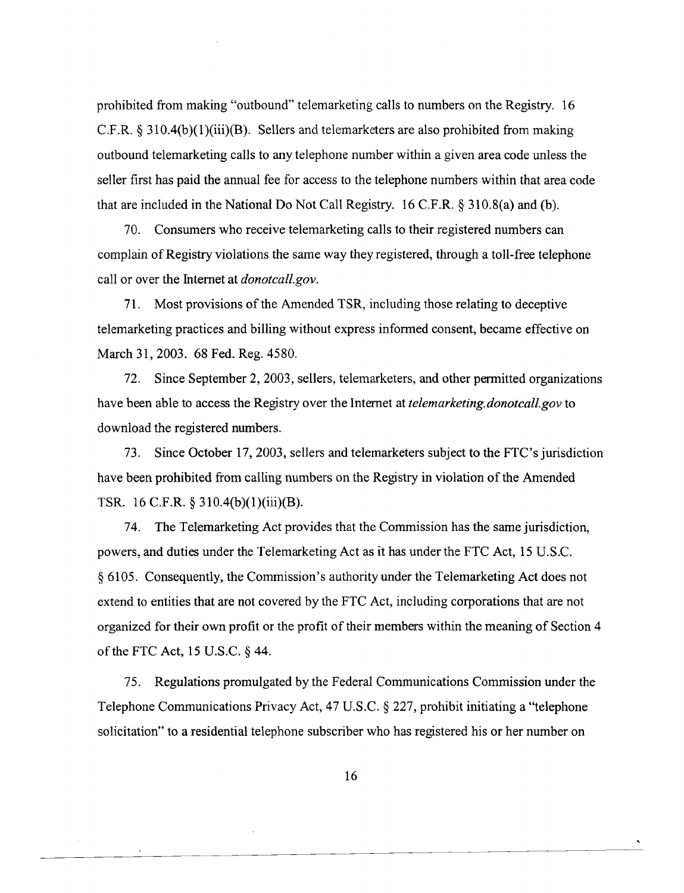prohibited from making "outbound" telemarketing calls to numbers on the Registry. 16 C.F.R. § 310.4(b)(1)(iii)(B). Sellers and telemarketers are also prohibited from making outbound telemarketing calls to any telephone number within a given area code unless the seller first has paid the annual fee for access to the telephone numbers within that area code that are included in the National Do Not Call Registry. 16 C.F.R. § 310.8(a) and (b).

70. Consumers who receive telemarketing calls to their registered numbers can complain of Registry violations the same way they registered, through a toll-free telephone call or over the Internet at *donotcall.gov*.

71. Most provisions of the Amended TSR, including those relating to deceptive telemarketing practices and billing without express informed consent, became effective on March 31, 2003. 68 Fed. Reg. 4580.

72. Since September 2, 2003, sellers, telemarketers, and other permitted organizations have been able to access the Registry over the Internet at *telemarketing.donotcall.gov* to download the registered numbers.

73. Since October 17, 2003, sellers and telemarketers subject to the FTC's jurisdiction have been prohibited from calling numbers on the Registry in violation of the Amended TSR. 16 C.F.R. § 310.4(b)(1)(iii)(B).

74. The Telemarketing Act provides that the Commission has the same jurisdiction, powers, and duties under the Telemarketing Act as it has under the FTC Act, 15 U.S.C. § 6105. Consequently, the Commission's authority under the Telemarketing Act does not extend to entities that are not covered by the FTC Act, including corporations that are not organized for their own profit or the profit of their members within the meaning of Section 4 of the FTC Act, 15 U.S.C. § 44.

75. Regulations promulgated by the Federal Communications Commission under the Telephone Communications Privacy Act, 47 U.S.C. § 227, prohibit initiating a "telephone solicitation" to a residential telephone subscriber who has registered his or her number on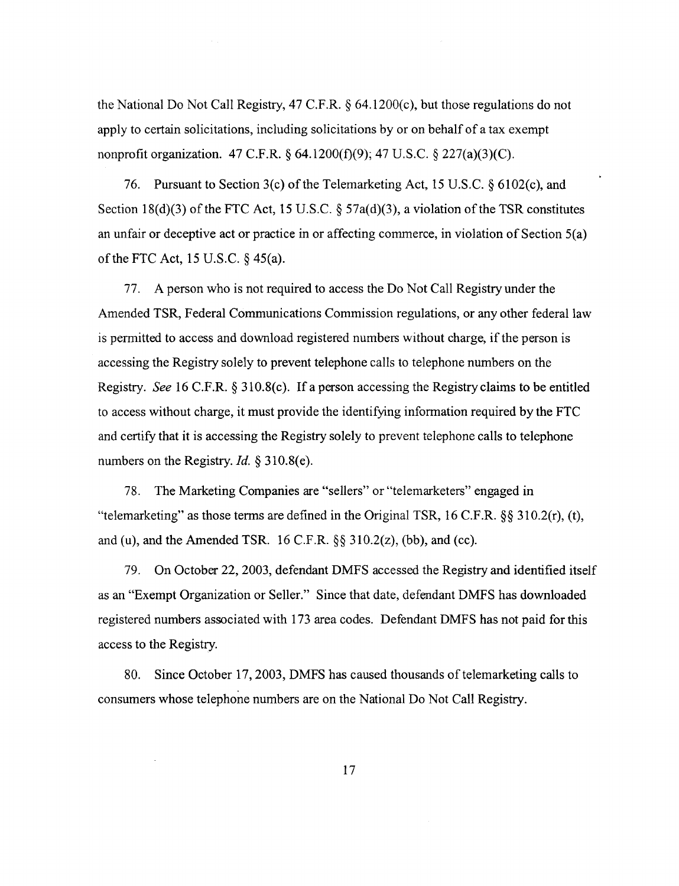the National Do Not Call Registry, 47 C.F.R. § 64.1200(c), but those regulations do not apply to certain solicitations, including solicitations by or on behalf of a tax exempt nonprofit organization. 47 C.F.R. § 64.1200(f)(9); 47 U.S.C. § 227(a)(3)(C).

76. Pursuant to Section 3(c) of the Telemarketing Act, 15 U.S.C. § 6102(c), and Section 18(d)(3) of the FTC Act, 15 U.S.C. § 57a(d)(3), a violation of the TSR constitutes an unfair or deceptive act or practice in or affecting commerce, in violation of Section 5(a) of the FTC Act, 15 U.S.C. § 45(a).

77. A person who is not required to access the Do Not Call Registry under the Amended TSR, Federal Communications Commission regulations, or any other federal law is permitted to access and download registered numbers without charge, if the person is accessing the Registry solely to prevent telephone calls to telephone numbers on the Registry. *See* 16 C.F.R. § 310.8(c). If a person accessing the Registry claims to be entitled to access without charge, it must provide the identifying information required by the FTC and certify that it is accessing the Registry solely to prevent telephone calls to telephone numbers on the Registry. *Id.* § 310.8(e).

78. The Marketing Companies are "sellers" or "telemarketers" engaged in "telemarketing" as those terms are defined in the Original TSR, 16 C.F.R. §§ 310.2(r), (t), and (u), and the Amended TSR. 16 C.F.R. §§ 310.2(z), (bb), and (cc).

79. On October 22, 2003, defendant DMFS accessed the Registry and identified itself as an "Exempt Organization or Seller." Since that date, defendant DMFS has downloaded registered numbers associated with 173 area codes. Defendant DMFS has not paid for this access to the Registry.

80. Since October 17, 2003, DMFS has caused thousands of telemarketing calls to consumers whose telephone numbers are on the National Do Not Call Registry.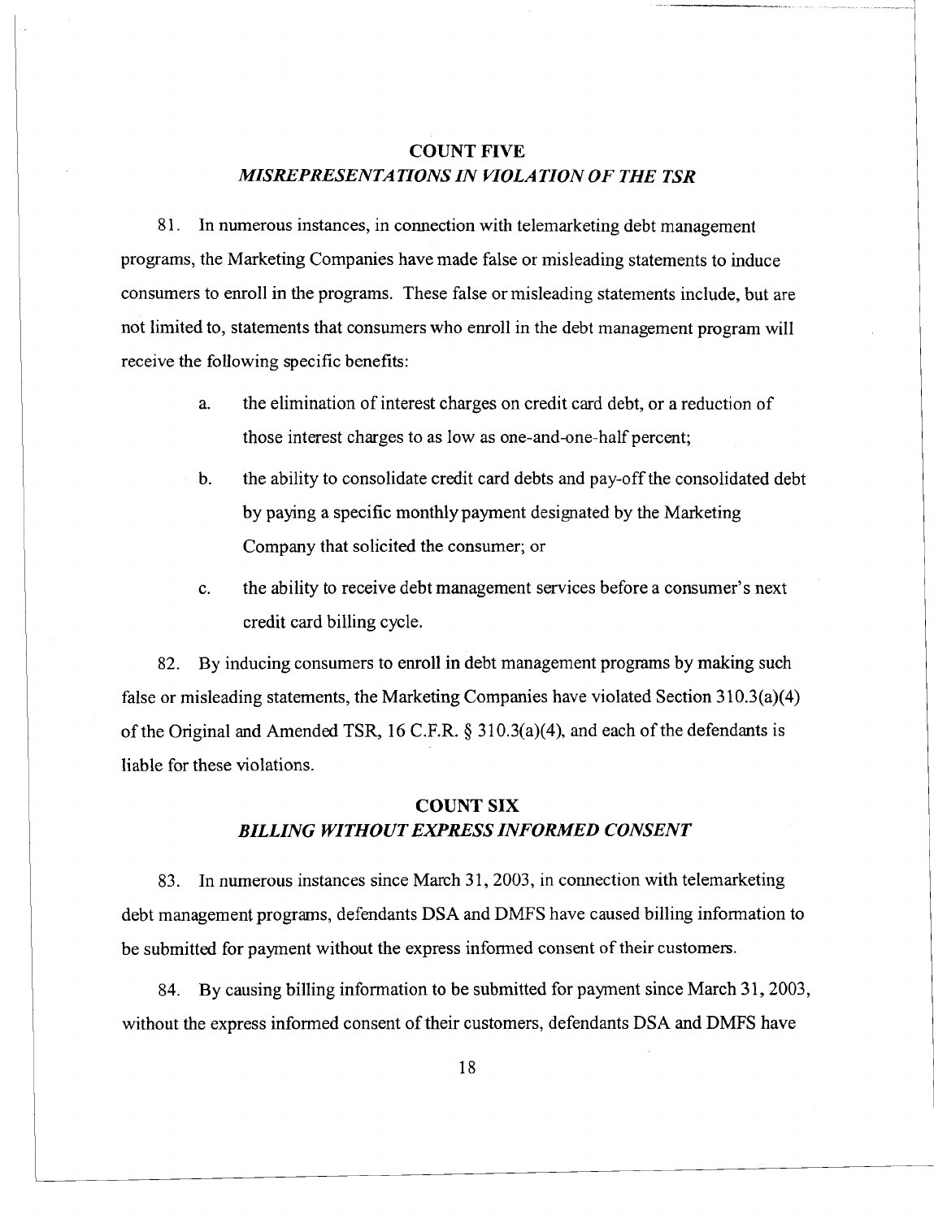## COUNT FIVE

### *MISREPRESENTATIONS IN VIOLATION OF THE TSR*

81. In numerous instances, in connection with telemarketing debt management programs, the Marketing Companies have made false or misleading statements to induce consumers to enroll in the programs. These false or misleading statements include, but are not limited to, statements that consumers who enroll in the debt management program will receive the following specific benefits:

   a. the elimination of interest charges on credit card debt, or a reduction of those interest charges to as low as one-and-one-half percent;

   b. the ability to consolidate credit card debts and pay-off the consolidated debt by paying a specific monthly payment designated by the Marketing Company that solicited the consumer; or

   c. the ability to receive debt management services before a consumer's next credit card billing cycle.

82. By inducing consumers to enroll in debt management programs by making such false or misleading statements, the Marketing Companies have violated Section 310.3(a)(4) of the Original and Amended TSR, 16 C.F.R. § 310.3(a)(4), and each of the defendants is liable for these violations.

## COUNT SIX

### *BILLING WITHOUT EXPRESS INFORMED CONSENT*

83. In numerous instances since March 31, 2003, in connection with telemarketing debt management programs, defendants DSA and DMFS have caused billing information to be submitted for payment without the express informed consent of their customers.

84. By causing billing information to be submitted for payment since March 31, 2003, without the express informed consent of their customers, defendants DSA and DMFS have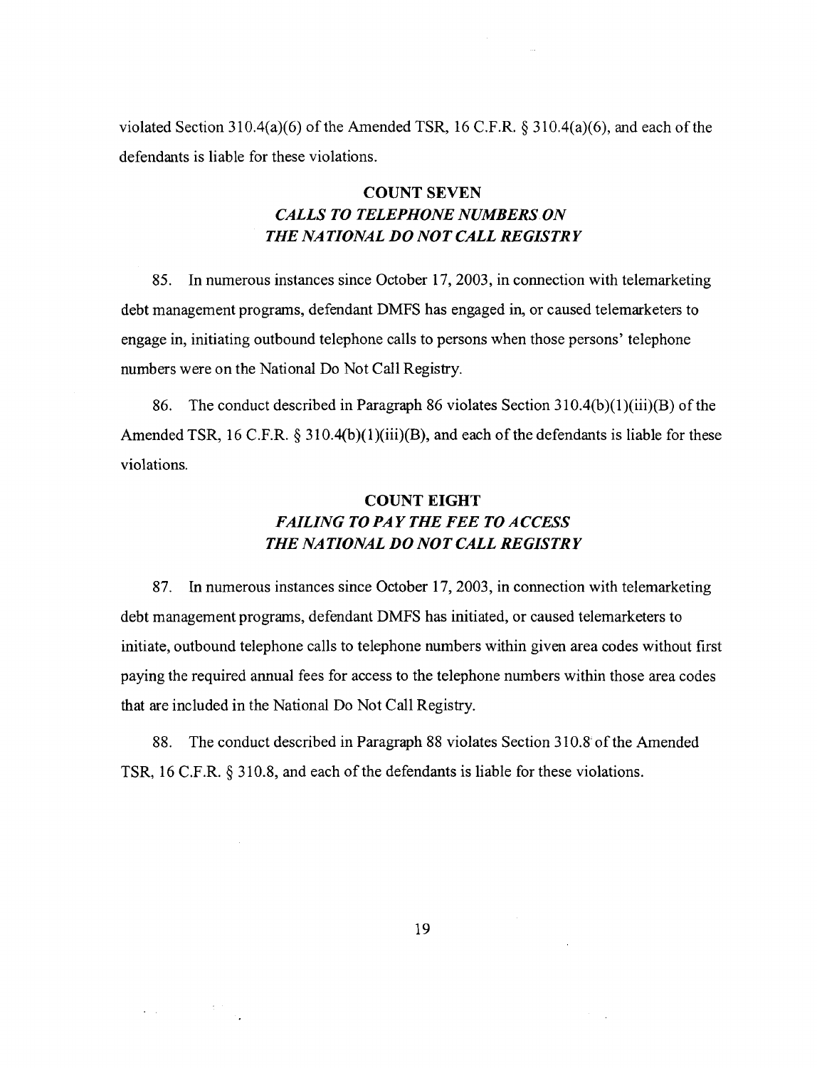violated Section 310.4(a)(6) of the Amended TSR, 16 C.F.R. § 310.4(a)(6), and each of the defendants is liable for these violations.

## COUNT SEVEN
### *CALLS TO TELEPHONE NUMBERS ON THE NATIONAL DO NOT CALL REGISTRY*

85. In numerous instances since October 17, 2003, in connection with telemarketing debt management programs, defendant DMFS has engaged in, or caused telemarketers to engage in, initiating outbound telephone calls to persons when those persons' telephone numbers were on the National Do Not Call Registry.

86. The conduct described in Paragraph 86 violates Section 310.4(b)(1)(iii)(B) of the Amended TSR, 16 C.F.R. § 310.4(b)(1)(iii)(B), and each of the defendants is liable for these violations.

## COUNT EIGHT
### *FAILING TO PAY THE FEE TO ACCESS THE NATIONAL DO NOT CALL REGISTRY*

87. In numerous instances since October 17, 2003, in connection with telemarketing debt management programs, defendant DMFS has initiated, or caused telemarketers to initiate, outbound telephone calls to telephone numbers within given area codes without first paying the required annual fees for access to the telephone numbers within those area codes that are included in the National Do Not Call Registry.

88. The conduct described in Paragraph 88 violates Section 310.8 of the Amended TSR, 16 C.F.R. § 310.8, and each of the defendants is liable for these violations.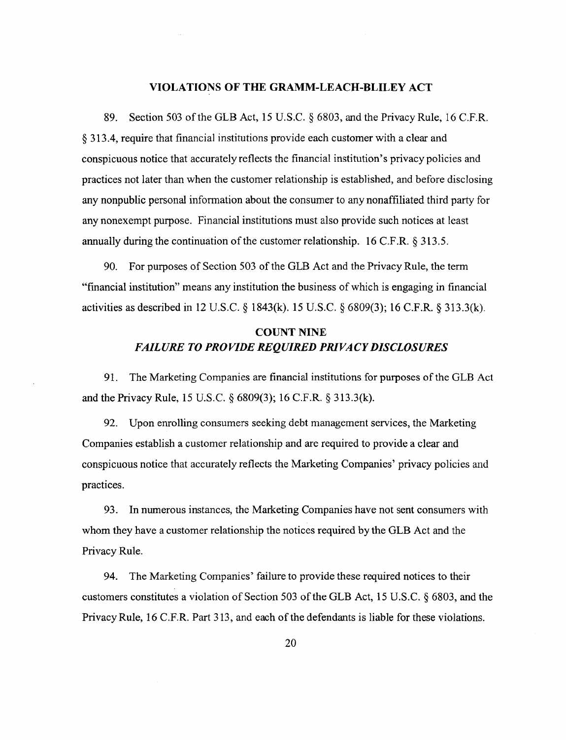## VIOLATIONS OF THE GRAMM-LEACH-BLILEY ACT

89. Section 503 of the GLB Act, 15 U.S.C. § 6803, and the Privacy Rule, 16 C.F.R. § 313.4, require that financial institutions provide each customer with a clear and conspicuous notice that accurately reflects the financial institution's privacy policies and practices not later than when the customer relationship is established, and before disclosing any nonpublic personal information about the consumer to any nonaffiliated third party for any nonexempt purpose. Financial institutions must also provide such notices at least annually during the continuation of the customer relationship. 16 C.F.R. § 313.5.

90. For purposes of Section 503 of the GLB Act and the Privacy Rule, the term "financial institution" means any institution the business of which is engaging in financial activities as described in 12 U.S.C. § 1843(k). 15 U.S.C. § 6809(3); 16 C.F.R. § 313.3(k).

## COUNT NINE
### *FAILURE TO PROVIDE REQUIRED PRIVACY DISCLOSURES*

91. The Marketing Companies are financial institutions for purposes of the GLB Act and the Privacy Rule, 15 U.S.C. § 6809(3); 16 C.F.R. § 313.3(k).

92. Upon enrolling consumers seeking debt management services, the Marketing Companies establish a customer relationship and are required to provide a clear and conspicuous notice that accurately reflects the Marketing Companies' privacy policies and practices.

93. In numerous instances, the Marketing Companies have not sent consumers with whom they have a customer relationship the notices required by the GLB Act and the Privacy Rule.

94. The Marketing Companies' failure to provide these required notices to their customers constitutes a violation of Section 503 of the GLB Act, 15 U.S.C. § 6803, and the Privacy Rule, 16 C.F.R. Part 313, and each of the defendants is liable for these violations.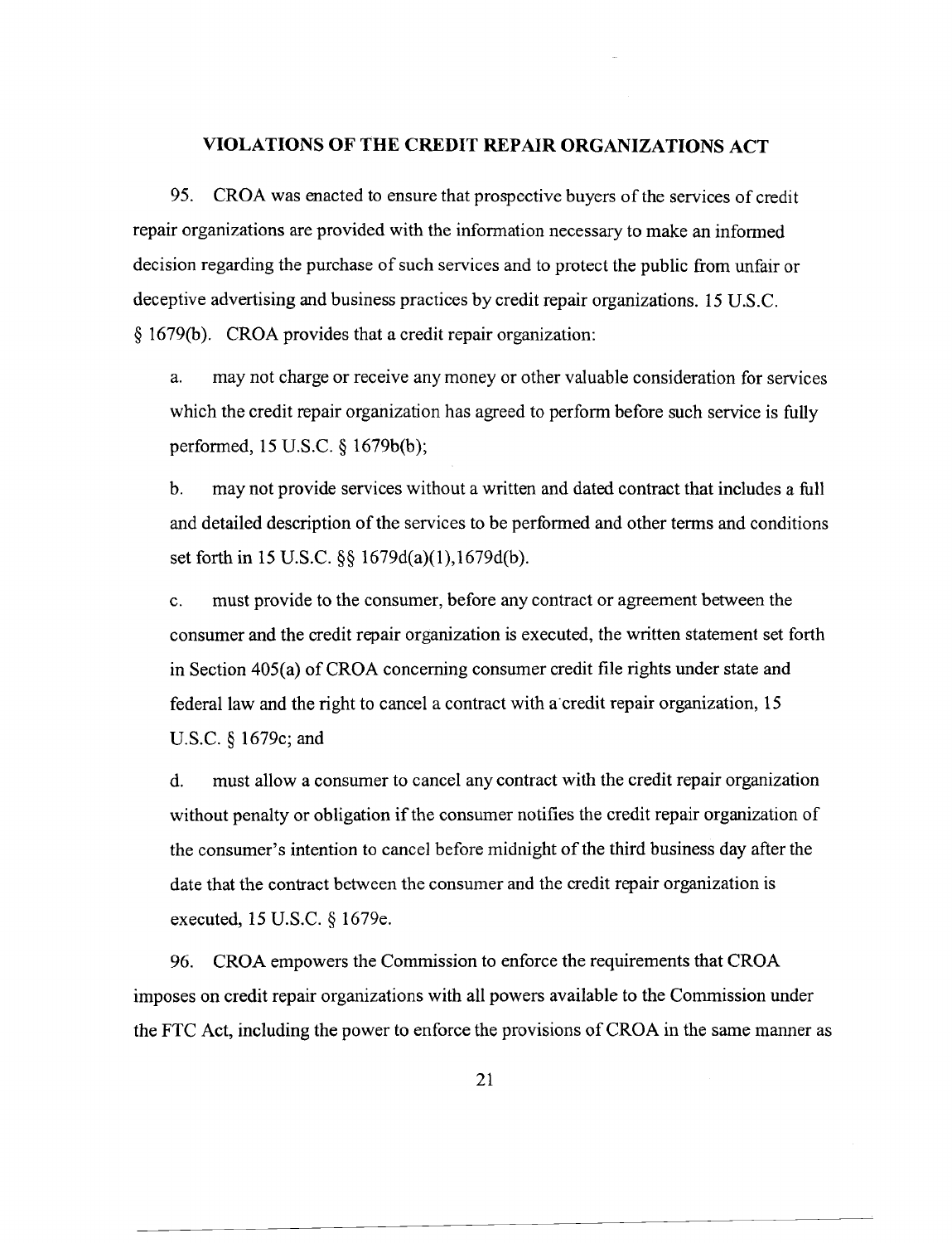## VIOLATIONS OF THE CREDIT REPAIR ORGANIZATIONS ACT

95. CROA was enacted to ensure that prospective buyers of the services of credit repair organizations are provided with the information necessary to make an informed decision regarding the purchase of such services and to protect the public from unfair or deceptive advertising and business practices by credit repair organizations. 15 U.S.C. § 1679(b). CROA provides that a credit repair organization:

a. may not charge or receive any money or other valuable consideration for services which the credit repair organization has agreed to perform before such service is fully performed, 15 U.S.C. § 1679b(b);

b. may not provide services without a written and dated contract that includes a full and detailed description of the services to be performed and other terms and conditions set forth in 15 U.S.C. §§ 1679d(a)(1),1679d(b).

c. must provide to the consumer, before any contract or agreement between the consumer and the credit repair organization is executed, the written statement set forth in Section 405(a) of CROA concerning consumer credit file rights under state and federal law and the right to cancel a contract with a credit repair organization, 15 U.S.C. § 1679c; and

d. must allow a consumer to cancel any contract with the credit repair organization without penalty or obligation if the consumer notifies the credit repair organization of the consumer's intention to cancel before midnight of the third business day after the date that the contract between the consumer and the credit repair organization is executed, 15 U.S.C. § 1679e.

96. CROA empowers the Commission to enforce the requirements that CROA imposes on credit repair organizations with all powers available to the Commission under the FTC Act, including the power to enforce the provisions of CROA in the same manner as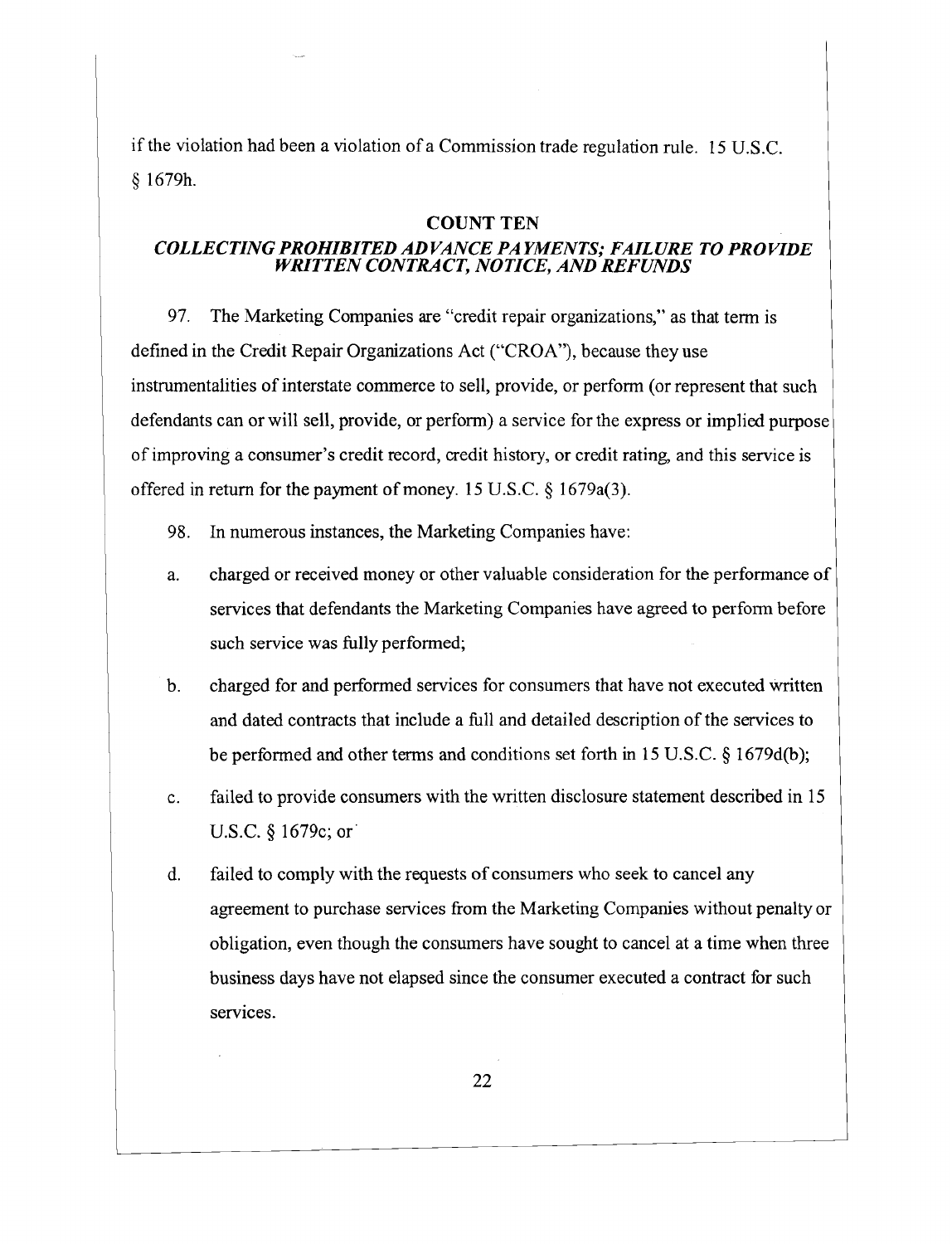if the violation had been a violation of a Commission trade regulation rule. 15 U.S.C. § 1679h.

## COUNT TEN

### *COLLECTING PROHIBITED ADVANCE PAYMENTS; FAILURE TO PROVIDE WRITTEN CONTRACT, NOTICE, AND REFUNDS*

97. The Marketing Companies are "credit repair organizations," as that term is defined in the Credit Repair Organizations Act ("CROA"), because they use instrumentalities of interstate commerce to sell, provide, or perform (or represent that such defendants can or will sell, provide, or perform) a service for the express or implied purpose of improving a consumer's credit record, credit history, or credit rating, and this service is offered in return for the payment of money. 15 U.S.C. § 1679a(3).

98. In numerous instances, the Marketing Companies have:

a. charged or received money or other valuable consideration for the performance of services that defendants the Marketing Companies have agreed to perform before such service was fully performed;

b. charged for and performed services for consumers that have not executed written and dated contracts that include a full and detailed description of the services to be performed and other terms and conditions set forth in 15 U.S.C. § 1679d(b);

c. failed to provide consumers with the written disclosure statement described in 15 U.S.C. § 1679c; or

d. failed to comply with the requests of consumers who seek to cancel any agreement to purchase services from the Marketing Companies without penalty or obligation, even though the consumers have sought to cancel at a time when three business days have not elapsed since the consumer executed a contract for such services.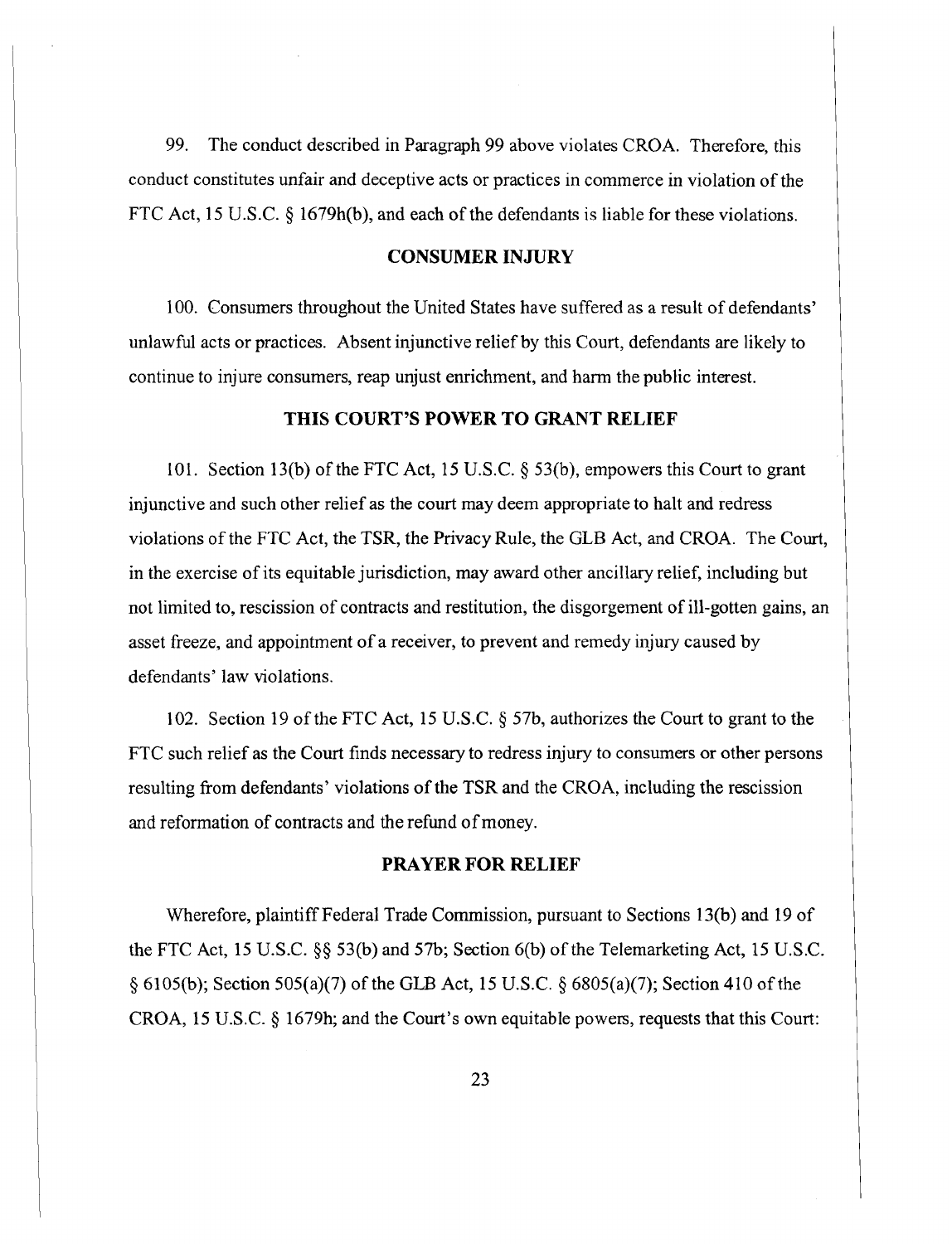99. The conduct described in Paragraph 99 above violates CROA. Therefore, this conduct constitutes unfair and deceptive acts or practices in commerce in violation of the FTC Act, 15 U.S.C. § 1679h(b), and each of the defendants is liable for these violations.

## CONSUMER INJURY

100. Consumers throughout the United States have suffered as a result of defendants' unlawful acts or practices. Absent injunctive relief by this Court, defendants are likely to continue to injure consumers, reap unjust enrichment, and harm the public interest.

## THIS COURT'S POWER TO GRANT RELIEF

101. Section 13(b) of the FTC Act, 15 U.S.C. § 53(b), empowers this Court to grant injunctive and such other relief as the court may deem appropriate to halt and redress violations of the FTC Act, the TSR, the Privacy Rule, the GLB Act, and CROA. The Court, in the exercise of its equitable jurisdiction, may award other ancillary relief, including but not limited to, rescission of contracts and restitution, the disgorgement of ill-gotten gains, an asset freeze, and appointment of a receiver, to prevent and remedy injury caused by defendants' law violations.

102. Section 19 of the FTC Act, 15 U.S.C. § 57b, authorizes the Court to grant to the FTC such relief as the Court finds necessary to redress injury to consumers or other persons resulting from defendants' violations of the TSR and the CROA, including the rescission and reformation of contracts and the refund of money.

## PRAYER FOR RELIEF

Wherefore, plaintiff Federal Trade Commission, pursuant to Sections 13(b) and 19 of the FTC Act, 15 U.S.C. §§ 53(b) and 57b; Section 6(b) of the Telemarketing Act, 15 U.S.C. § 6105(b); Section 505(a)(7) of the GLB Act, 15 U.S.C. § 6805(a)(7); Section 410 of the CROA, 15 U.S.C. § 1679h; and the Court's own equitable powers, requests that this Court: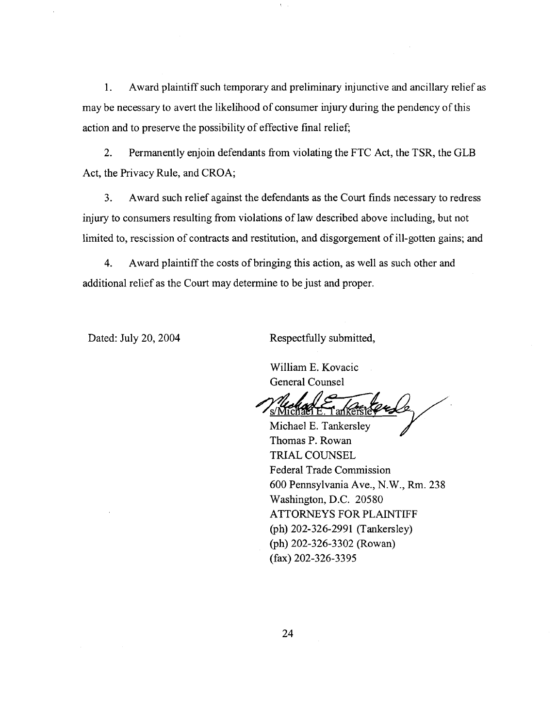1. Award plaintiff such temporary and preliminary injunctive and ancillary relief as may be necessary to avert the likelihood of consumer injury during the pendency of this action and to preserve the possibility of effective final relief;

2. Permanently enjoin defendants from violating the FTC Act, the TSR, the GLB Act, the Privacy Rule, and CROA;

3. Award such relief against the defendants as the Court finds necessary to redress injury to consumers resulting from violations of law described above including, but not limited to, rescission of contracts and restitution, and disgorgement of ill-gotten gains; and

4. Award plaintiff the costs of bringing this action, as well as such other and additional relief as the Court may determine to be just and proper.

Dated: July 20, 2004

Respectfully submitted,

William E. Kovacic
General Counsel

s/Michael E. Tankersley

Michael E. Tankersley
Thomas P. Rowan
TRIAL COUNSEL
Federal Trade Commission
600 Pennsylvania Ave., N.W., Rm. 238
Washington, D.C. 20580
ATTORNEYS FOR PLAINTIFF
(ph) 202-326-2991 (Tankersley)
(ph) 202-326-3302 (Rowan)
(fax) 202-326-3395